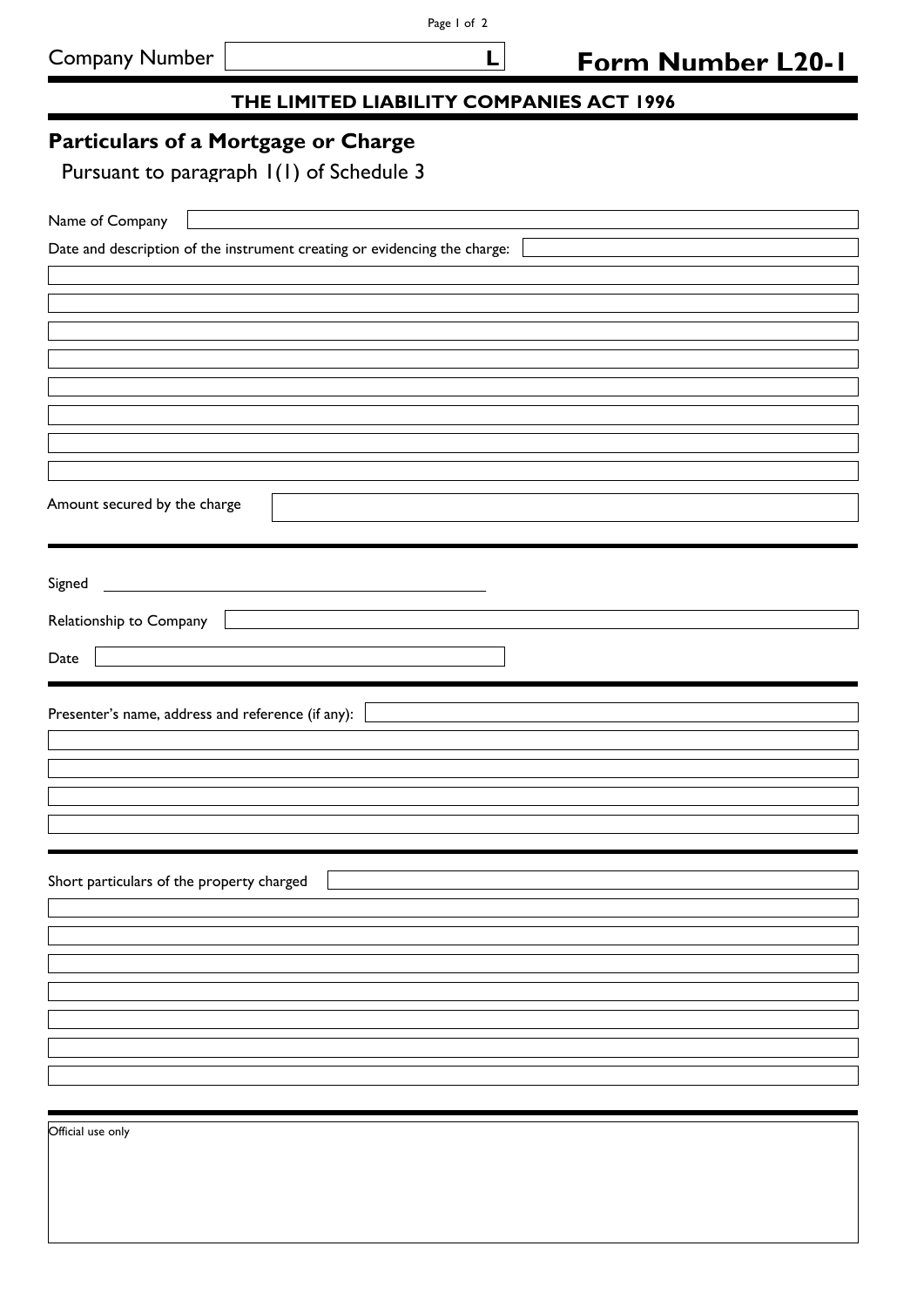Company Number L

# Form Number L20-1

**THE LIMITED LIABILITY COMPANIES ACT 1996**

## Particulars of a Mortgage or Charge

Pursuant to paragraph 1(1) of Schedule 3

Name of Company

Date and description of the instrument creating or evidencing the charge:

Amount secured by the charge

---

Signed

Relationship to Company

Date

---

Presenter's name, address and reference (if any):

---

Short particulars of the property charged

---

Official use only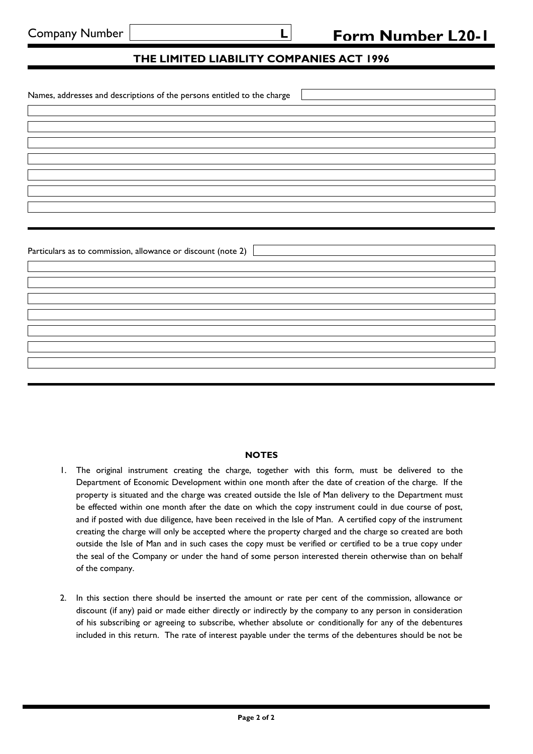Company Number L **Form Number L20-1**

## THE LIMITED LIABILITY COMPANIES ACT 1996

Names, addresses and descriptions of the persons entitled to the charge

Particulars as to commission, allowance or discount (note 2)

### NOTES

1. The original instrument creating the charge, together with this form, must be delivered to the Department of Economic Development within one month after the date of creation of the charge. If the property is situated and the charge was created outside the Isle of Man delivery to the Department must be effected within one month after the date on which the copy instrument could in due course of post, and if posted with due diligence, have been received in the Isle of Man. A certified copy of the instrument creating the charge will only be accepted where the property charged and the charge so created are both outside the Isle of Man and in such cases the copy must be verified or certified to be a true copy under the seal of the Company or under the hand of some person interested therein otherwise than on behalf of the company.

2. In this section there should be inserted the amount or rate per cent of the commission, allowance or discount (if any) paid or made either directly or indirectly by the company to any person in consideration of his subscribing or agreeing to subscribe, whether absolute or conditionally for any of the debentures included in this return. The rate of interest payable under the terms of the debentures should be not be